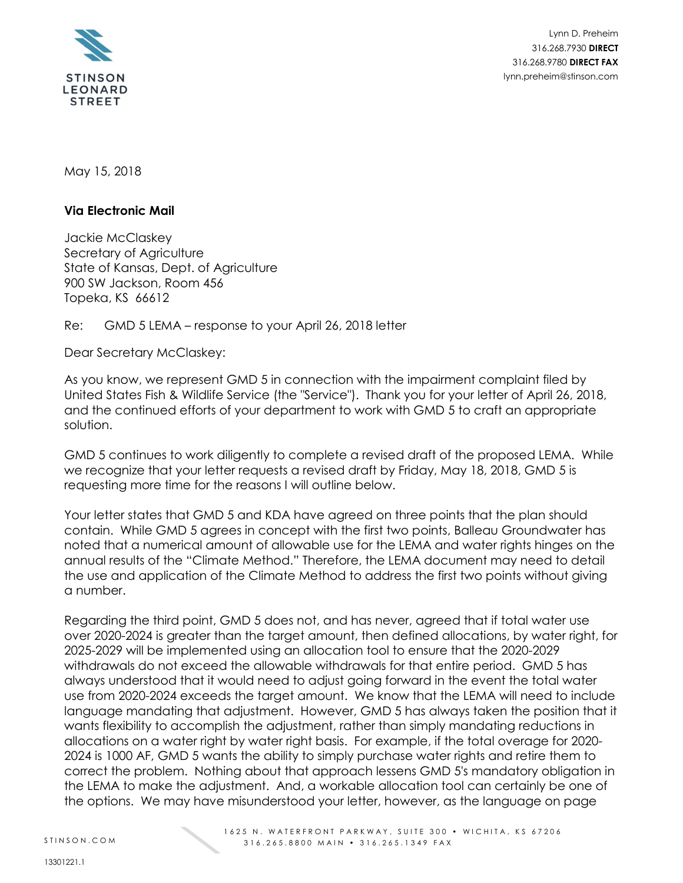STINSON LEONARD STREET

Lynn D. Preheim
316.268.7930 **DIRECT**
316.268.9780 **DIRECT FAX**
lynn.preheim@stinson.com

May 15, 2018

**Via Electronic Mail**

Jackie McClaskey
Secretary of Agriculture
State of Kansas, Dept. of Agriculture
900 SW Jackson, Room 456
Topeka, KS 66612

Re: GMD 5 LEMA – response to your April 26, 2018 letter

Dear Secretary McClaskey:

As you know, we represent GMD 5 in connection with the impairment complaint filed by United States Fish & Wildlife Service (the "Service"). Thank you for your letter of April 26, 2018, and the continued efforts of your department to work with GMD 5 to craft an appropriate solution.

GMD 5 continues to work diligently to complete a revised draft of the proposed LEMA. While we recognize that your letter requests a revised draft by Friday, May 18, 2018, GMD 5 is requesting more time for the reasons I will outline below.

Your letter states that GMD 5 and KDA have agreed on three points that the plan should contain. While GMD 5 agrees in concept with the first two points, Balleau Groundwater has noted that a numerical amount of allowable use for the LEMA and water rights hinges on the annual results of the "Climate Method." Therefore, the LEMA document may need to detail the use and application of the Climate Method to address the first two points without giving a number.

Regarding the third point, GMD 5 does not, and has never, agreed that if total water use over 2020-2024 is greater than the target amount, then defined allocations, by water right, for 2025-2029 will be implemented using an allocation tool to ensure that the 2020-2029 withdrawals do not exceed the allowable withdrawals for that entire period. GMD 5 has always understood that it would need to adjust going forward in the event the total water use from 2020-2024 exceeds the target amount. We know that the LEMA will need to include language mandating that adjustment. However, GMD 5 has always taken the position that it wants flexibility to accomplish the adjustment, rather than simply mandating reductions in allocations on a water right by water right basis. For example, if the total overage for 2020-2024 is 1000 AF, GMD 5 wants the ability to simply purchase water rights and retire them to correct the problem. Nothing about that approach lessens GMD 5's mandatory obligation in the LEMA to make the adjustment. And, a workable allocation tool can certainly be one of the options. We may have misunderstood your letter, however, as the language on page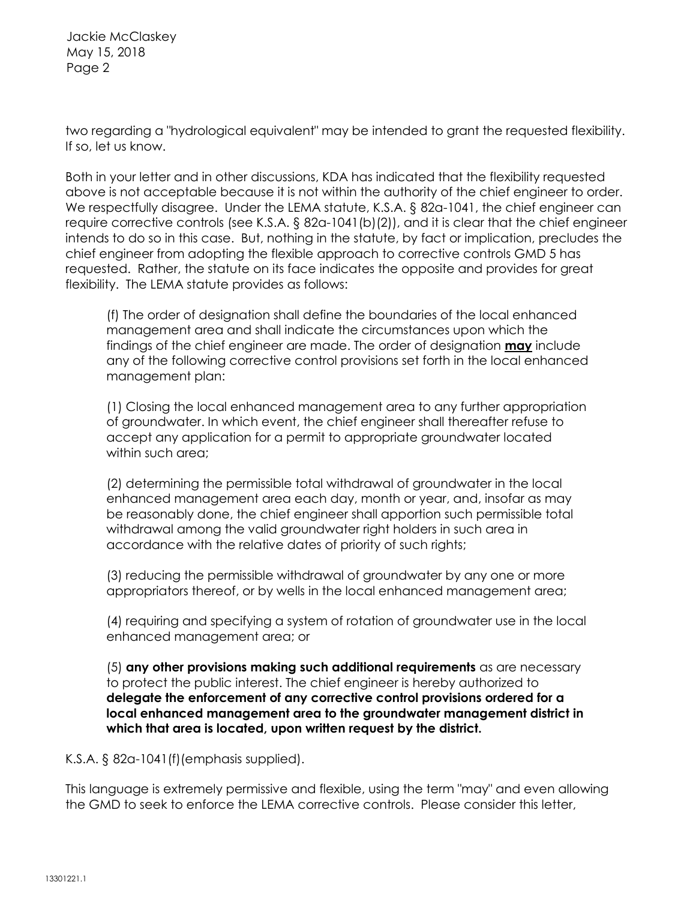two regarding a "hydrological equivalent" may be intended to grant the requested flexibility. If so, let us know.

Both in your letter and in other discussions, KDA has indicated that the flexibility requested above is not acceptable because it is not within the authority of the chief engineer to order. We respectfully disagree. Under the LEMA statute, K.S.A. § 82a-1041, the chief engineer can require corrective controls (see K.S.A. § 82a-1041(b)(2)), and it is clear that the chief engineer intends to do so in this case. But, nothing in the statute, by fact or implication, precludes the chief engineer from adopting the flexible approach to corrective controls GMD 5 has requested. Rather, the statute on its face indicates the opposite and provides for great flexibility. The LEMA statute provides as follows:

> (f) The order of designation shall define the boundaries of the local enhanced management area and shall indicate the circumstances upon which the findings of the chief engineer are made. The order of designation **<u>may</u>** include any of the following corrective control provisions set forth in the local enhanced management plan:
>
> (1) Closing the local enhanced management area to any further appropriation of groundwater. In which event, the chief engineer shall thereafter refuse to accept any application for a permit to appropriate groundwater located within such area;
>
> (2) determining the permissible total withdrawal of groundwater in the local enhanced management area each day, month or year, and, insofar as may be reasonably done, the chief engineer shall apportion such permissible total withdrawal among the valid groundwater right holders in such area in accordance with the relative dates of priority of such rights;
>
> (3) reducing the permissible withdrawal of groundwater by any one or more appropriators thereof, or by wells in the local enhanced management area;
>
> (4) requiring and specifying a system of rotation of groundwater use in the local enhanced management area; or
>
> (5) **any other provisions making such additional requirements** as are necessary to protect the public interest. The chief engineer is hereby authorized to **delegate the enforcement of any corrective control provisions ordered for a local enhanced management area to the groundwater management district in which that area is located, upon written request by the district.**

K.S.A. § 82a-1041(f)(emphasis supplied).

This language is extremely permissive and flexible, using the term "may" and even allowing the GMD to seek to enforce the LEMA corrective controls. Please consider this letter,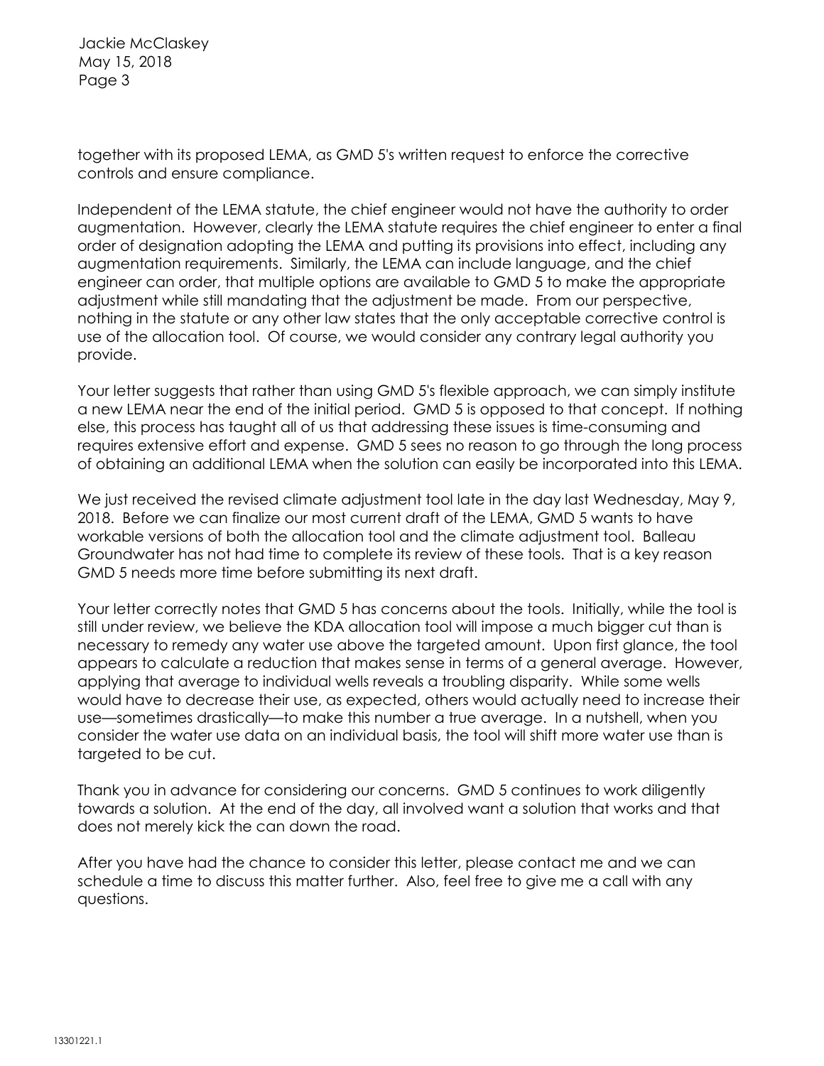together with its proposed LEMA, as GMD 5's written request to enforce the corrective controls and ensure compliance.

Independent of the LEMA statute, the chief engineer would not have the authority to order augmentation. However, clearly the LEMA statute requires the chief engineer to enter a final order of designation adopting the LEMA and putting its provisions into effect, including any augmentation requirements. Similarly, the LEMA can include language, and the chief engineer can order, that multiple options are available to GMD 5 to make the appropriate adjustment while still mandating that the adjustment be made. From our perspective, nothing in the statute or any other law states that the only acceptable corrective control is use of the allocation tool. Of course, we would consider any contrary legal authority you provide.

Your letter suggests that rather than using GMD 5's flexible approach, we can simply institute a new LEMA near the end of the initial period. GMD 5 is opposed to that concept. If nothing else, this process has taught all of us that addressing these issues is time-consuming and requires extensive effort and expense. GMD 5 sees no reason to go through the long process of obtaining an additional LEMA when the solution can easily be incorporated into this LEMA.

We just received the revised climate adjustment tool late in the day last Wednesday, May 9, 2018. Before we can finalize our most current draft of the LEMA, GMD 5 wants to have workable versions of both the allocation tool and the climate adjustment tool. Balleau Groundwater has not had time to complete its review of these tools. That is a key reason GMD 5 needs more time before submitting its next draft.

Your letter correctly notes that GMD 5 has concerns about the tools. Initially, while the tool is still under review, we believe the KDA allocation tool will impose a much bigger cut than is necessary to remedy any water use above the targeted amount. Upon first glance, the tool appears to calculate a reduction that makes sense in terms of a general average. However, applying that average to individual wells reveals a troubling disparity. While some wells would have to decrease their use, as expected, others would actually need to increase their use—sometimes drastically—to make this number a true average. In a nutshell, when you consider the water use data on an individual basis, the tool will shift more water use than is targeted to be cut.

Thank you in advance for considering our concerns. GMD 5 continues to work diligently towards a solution. At the end of the day, all involved want a solution that works and that does not merely kick the can down the road.

After you have had the chance to consider this letter, please contact me and we can schedule a time to discuss this matter further. Also, feel free to give me a call with any questions.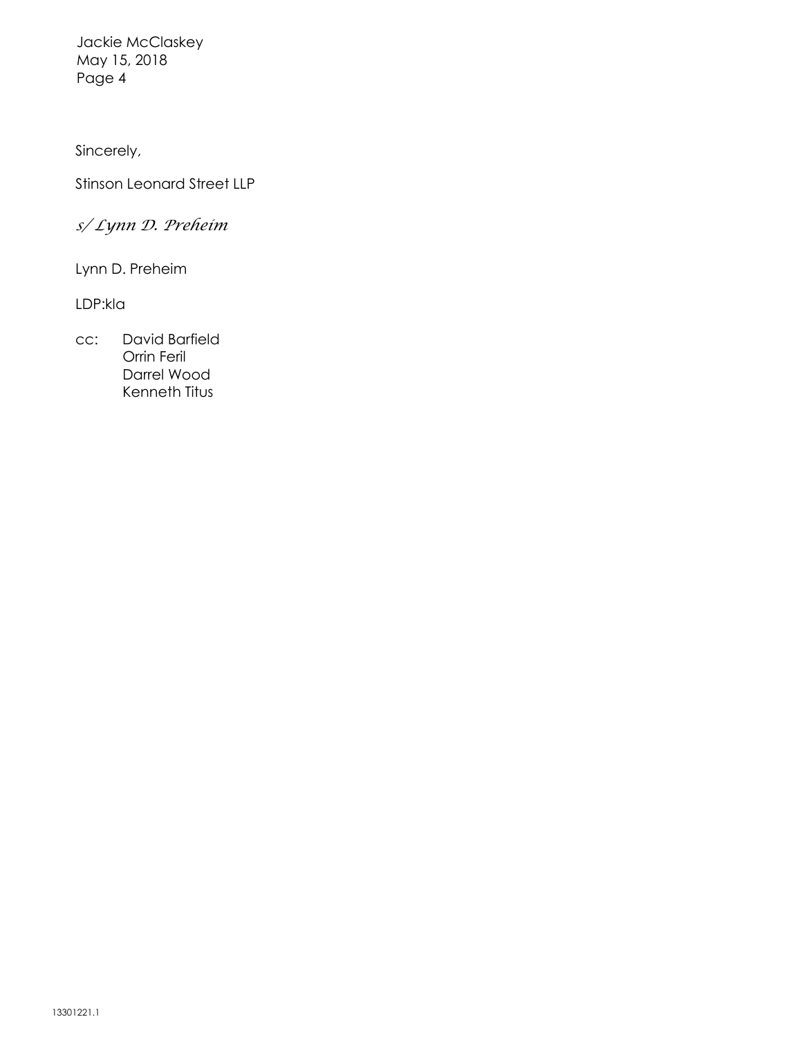Sincerely,

Stinson Leonard Street LLP

*s/ Lynn D. Preheim*

Lynn D. Preheim

LDP:kla

cc: David Barfield  
Orrin Feril  
Darrel Wood  
Kenneth Titus

13301221.1